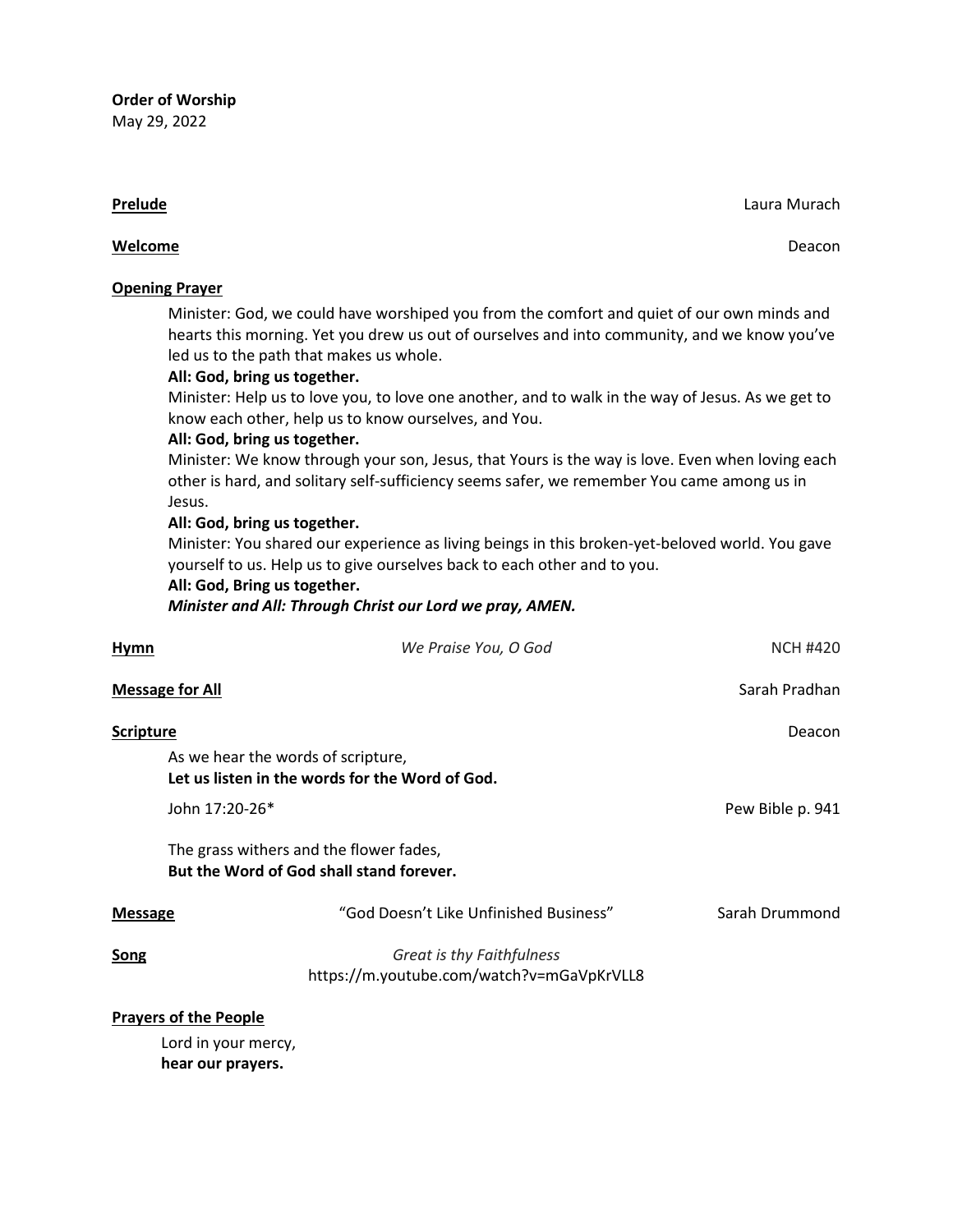**Order of Worship**
May 29, 2022

**<u>Prelude</u>** Laura Murach

**<u>Welcome</u>** Deacon

**<u>Opening Prayer</u>**

Minister: God, we could have worshiped you from the comfort and quiet of our own minds and hearts this morning. Yet you drew us out of ourselves and into community, and we know you've led us to the path that makes us whole.
**All: God, bring us together.**
Minister: Help us to love you, to love one another, and to walk in the way of Jesus. As we get to know each other, help us to know ourselves, and You.
**All: God, bring us together.**
Minister: We know through your son, Jesus, that Yours is the way is love. Even when loving each other is hard, and solitary self-sufficiency seems safer, we remember You came among us in Jesus.
**All: God, bring us together.**
Minister: You shared our experience as living beings in this broken-yet-beloved world. You gave yourself to us. Help us to give ourselves back to each other and to you.
**All: God, Bring us together.**
***Minister and All: Through Christ our Lord we pray, AMEN.***

**<u>Hymn</u>** *We Praise You, O God* NCH #420

**<u>Message for All</u>** Sarah Pradhan

**<u>Scripture</u>** Deacon

As we hear the words of scripture,
**Let us listen in the words for the Word of God.**

John 17:20-26* Pew Bible p. 941

The grass withers and the flower fades,
**But the Word of God shall stand forever.**

**<u>Message</u>** "God Doesn't Like Unfinished Business" Sarah Drummond

**<u>Song</u>** *Great is thy Faithfulness*
https://m.youtube.com/watch?v=mGaVpKrVLL8

**<u>Prayers of the People</u>**

Lord in your mercy,
**hear our prayers.**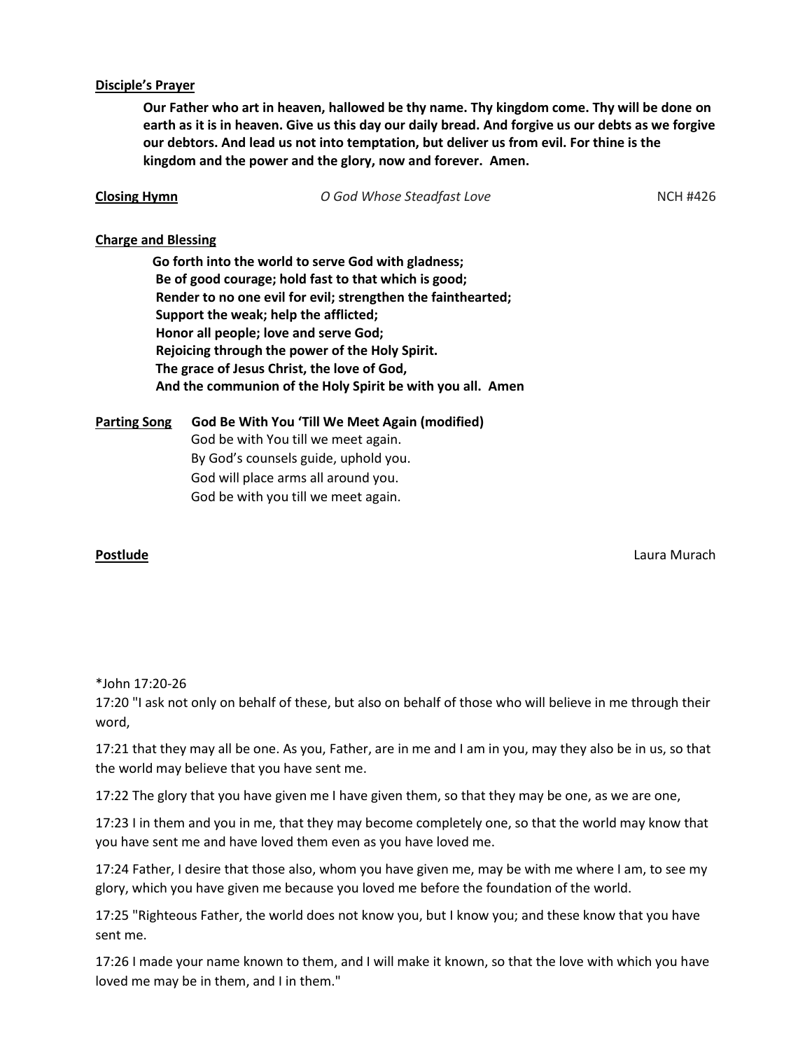**Disciple's Prayer**

> **Our Father who art in heaven, hallowed be thy name. Thy kingdom come. Thy will be done on earth as it is in heaven. Give us this day our daily bread. And forgive us our debts as we forgive our debtors. And lead us not into temptation, but deliver us from evil. For thine is the kingdom and the power and the glory, now and forever. Amen.**

**Closing Hymn** *O God Whose Steadfast Love* NCH #426

**Charge and Blessing**

> **Go forth into the world to serve God with gladness;**
> **Be of good courage; hold fast to that which is good;**
> **Render to no one evil for evil; strengthen the fainthearted;**
> **Support the weak; help the afflicted;**
> **Honor all people; love and serve God;**
> **Rejoicing through the power of the Holy Spirit.**
> **The grace of Jesus Christ, the love of God,**
> **And the communion of the Holy Spirit be with you all. Amen**

**Parting Song** **God Be With You 'Till We Meet Again (modified)**

> God be with You till we meet again.
> By God's counsels guide, uphold you.
> God will place arms all around you.
> God be with you till we meet again.

**Postlude** Laura Murach

*John 17:20-26

17:20 "I ask not only on behalf of these, but also on behalf of those who will believe in me through their word,

17:21 that they may all be one. As you, Father, are in me and I am in you, may they also be in us, so that the world may believe that you have sent me.

17:22 The glory that you have given me I have given them, so that they may be one, as we are one,

17:23 I in them and you in me, that they may become completely one, so that the world may know that you have sent me and have loved them even as you have loved me.

17:24 Father, I desire that those also, whom you have given me, may be with me where I am, to see my glory, which you have given me because you loved me before the foundation of the world.

17:25 "Righteous Father, the world does not know you, but I know you; and these know that you have sent me.

17:26 I made your name known to them, and I will make it known, so that the love with which you have loved me may be in them, and I in them."